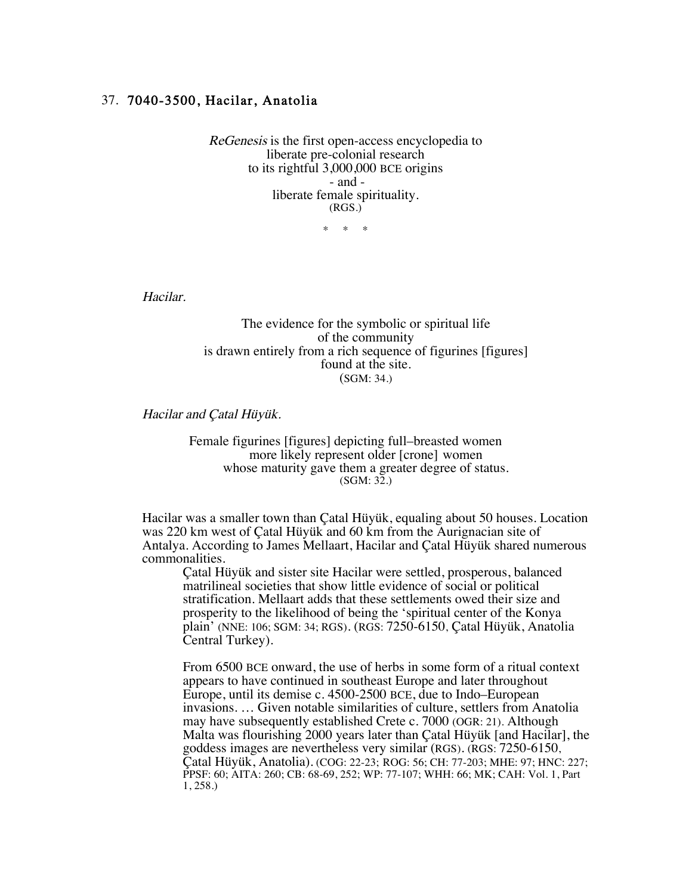## 37. 7040-3500, Hacilar, Anatolia

*ReGenesis* is the first open-access encyclopedia to
liberate pre-colonial research
to its rightful 3,000,000 BCE origins
- and -
liberate female spirituality.
(RGS.)

\* \* \*

*Hacilar.*

The evidence for the symbolic or spiritual life
of the community
is drawn entirely from a rich sequence of figurines [figures]
found at the site.
(SGM: 34.)

*Hacilar and Çatal Hüyük.*

Female figurines [figures] depicting full–breasted women
more likely represent older [crone] women
whose maturity gave them a greater degree of status.
(SGM: 32.)

Hacilar was a smaller town than Çatal Hüyük, equaling about 50 houses. Location was 220 km west of Çatal Hüyük and 60 km from the Aurignacian site of Antalya. According to James Mellaart, Hacilar and Çatal Hüyük shared numerous commonalities.

> Çatal Hüyük and sister site Hacilar were settled, prosperous, balanced matrilineal societies that show little evidence of social or political stratification. Mellaart adds that these settlements owed their size and prosperity to the likelihood of being the 'spiritual center of the Konya plain' (NNE: 106; SGM: 34; RGS). (RGS: 7250-6150, Çatal Hüyük, Anatolia Central Turkey).
>
> From 6500 BCE onward, the use of herbs in some form of a ritual context appears to have continued in southeast Europe and later throughout Europe, until its demise c. 4500-2500 BCE, due to Indo–European invasions. … Given notable similarities of culture, settlers from Anatolia may have subsequently established Crete c. 7000 (OGR: 21). Although Malta was flourishing 2000 years later than Çatal Hüyük [and Hacilar], the goddess images are nevertheless very similar (RGS). (RGS: 7250-6150, Çatal Hüyük, Anatolia). (COG: 22-23; ROG: 56; CH: 77-203; MHE: 97; HNC: 227; PPSF: 60; AITA: 260; CB: 68-69, 252; WP: 77-107; WHH: 66; MK; CAH: Vol. 1, Part 1, 258.)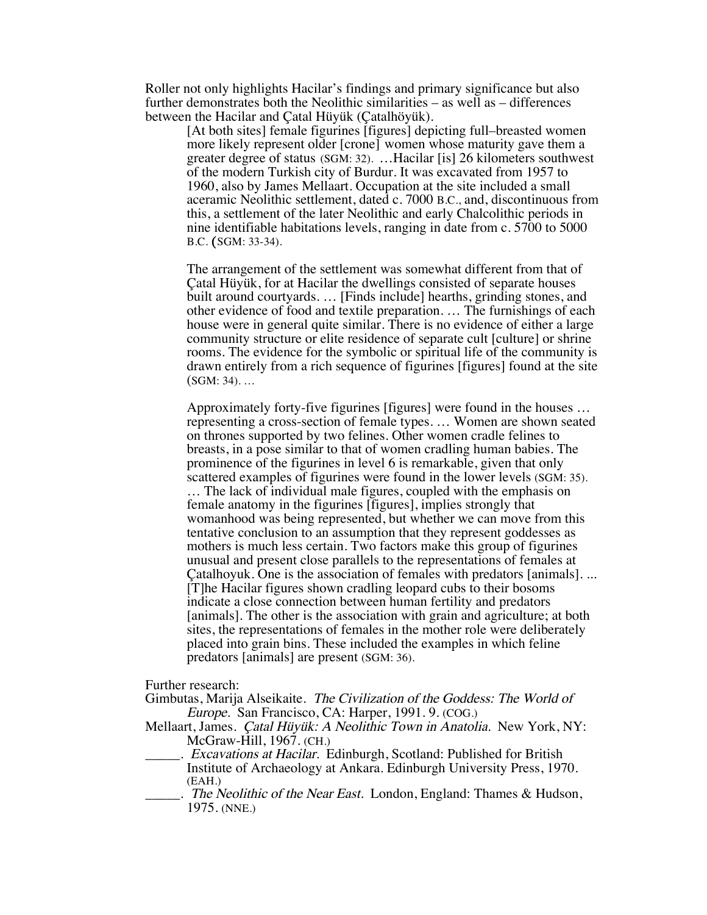Roller not only highlights Hacilar's findings and primary significance but also further demonstrates both the Neolithic similarities – as well as – differences between the Hacilar and Çatal Hüyük (Çatalhöyük).

> [At both sites] female figurines [figures] depicting full–breasted women more likely represent older [crone] women whose maturity gave them a greater degree of status (SGM: 32). …Hacilar [is] 26 kilometers southwest of the modern Turkish city of Burdur. It was excavated from 1957 to 1960, also by James Mellaart. Occupation at the site included a small aceramic Neolithic settlement, dated c. 7000 B.C., and, discontinuous from this, a settlement of the later Neolithic and early Chalcolithic periods in nine identifiable habitations levels, ranging in date from c. 5700 to 5000 B.C. (SGM: 33-34).
>
> The arrangement of the settlement was somewhat different from that of Çatal Hüyük, for at Hacilar the dwellings consisted of separate houses built around courtyards. … [Finds include] hearths, grinding stones, and other evidence of food and textile preparation. … The furnishings of each house were in general quite similar. There is no evidence of either a large community structure or elite residence of separate cult [culture] or shrine rooms. The evidence for the symbolic or spiritual life of the community is drawn entirely from a rich sequence of figurines [figures] found at the site (SGM: 34). …
>
> Approximately forty-five figurines [figures] were found in the houses … representing a cross-section of female types. … Women are shown seated on thrones supported by two felines. Other women cradle felines to breasts, in a pose similar to that of women cradling human babies. The prominence of the figurines in level 6 is remarkable, given that only scattered examples of figurines were found in the lower levels (SGM: 35). … The lack of individual male figures, coupled with the emphasis on female anatomy in the figurines [figures], implies strongly that womanhood was being represented, but whether we can move from this tentative conclusion to an assumption that they represent goddesses as mothers is much less certain. Two factors make this group of figurines unusual and present close parallels to the representations of females at Çatalhoyuk. One is the association of females with predators [animals]. ... [T]he Hacilar figures shown cradling leopard cubs to their bosoms indicate a close connection between human fertility and predators [animals]. The other is the association with grain and agriculture; at both sites, the representations of females in the mother role were deliberately placed into grain bins. These included the examples in which feline predators [animals] are present (SGM: 36).

Further research:

Gimbutas, Marija Alseikaite. *The Civilization of the Goddess: The World of Europe.* San Francisco, CA: Harper, 1991. 9. (COG.)

Mellaart, James. *Çatal Hüyük: A Neolithic Town in Anatolia.* New York, NY: McGraw-Hill, 1967. (CH.)

\_\_\_\_\_. *Excavations at Hacilar.* Edinburgh, Scotland: Published for British Institute of Archaeology at Ankara. Edinburgh University Press, 1970. (EAH.)

\_\_\_\_\_. *The Neolithic of the Near East.* London, England: Thames & Hudson, 1975. (NNE.)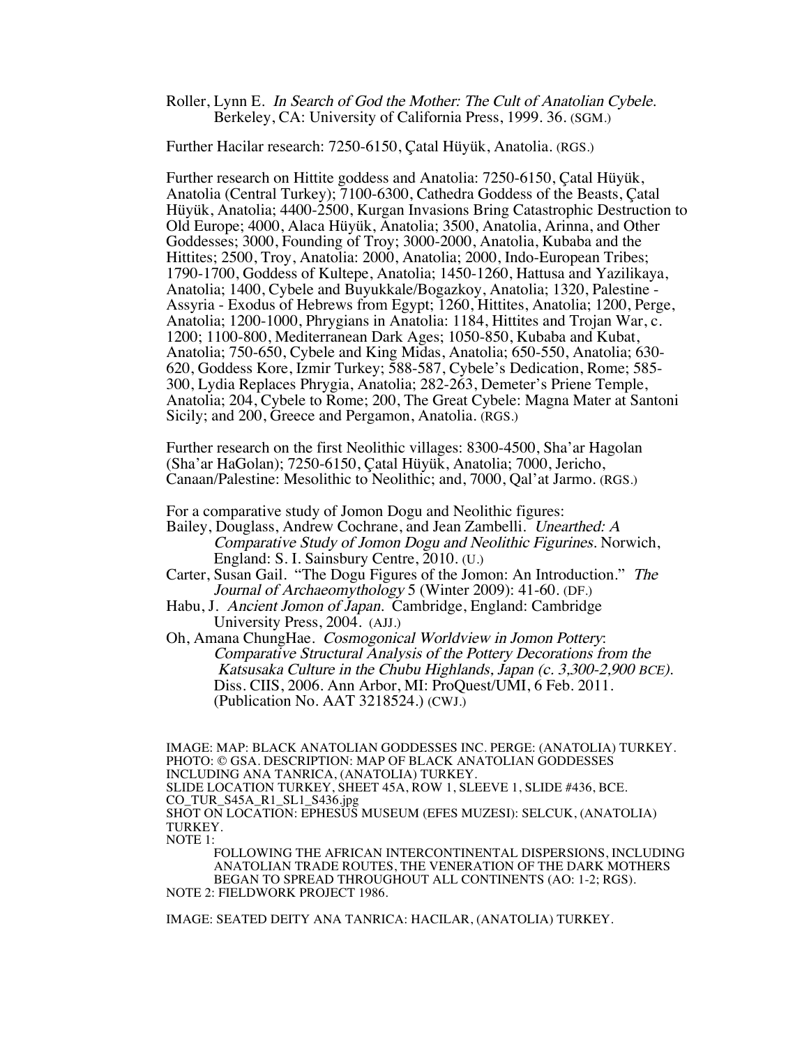Roller, Lynn E. *In Search of God the Mother: The Cult of Anatolian Cybele.* Berkeley, CA: University of California Press, 1999. 36. (SGM.)

Further Hacilar research: 7250-6150, Çatal Hüyük, Anatolia. (RGS.)

Further research on Hittite goddess and Anatolia: 7250-6150, Çatal Hüyük, Anatolia (Central Turkey); 7100-6300, Cathedra Goddess of the Beasts, Çatal Hüyük, Anatolia; 4400-2500, Kurgan Invasions Bring Catastrophic Destruction to Old Europe; 4000, Alaca Hüyük, Anatolia; 3500, Anatolia, Arinna, and Other Goddesses; 3000, Founding of Troy; 3000-2000, Anatolia, Kubaba and the Hittites; 2500, Troy, Anatolia: 2000, Anatolia; 2000, Indo-European Tribes; 1790-1700, Goddess of Kultepe, Anatolia; 1450-1260, Hattusa and Yazilikaya, Anatolia; 1400, Cybele and Buyukkale/Bogazkoy, Anatolia; 1320, Palestine - Assyria - Exodus of Hebrews from Egypt; 1260, Hittites, Anatolia; 1200, Perge, Anatolia; 1200-1000, Phrygians in Anatolia: 1184, Hittites and Trojan War, c. 1200; 1100-800, Mediterranean Dark Ages; 1050-850, Kubaba and Kubat, Anatolia; 750-650, Cybele and King Midas, Anatolia; 650-550, Anatolia; 630-620, Goddess Kore, Izmir Turkey; 588-587, Cybele's Dedication, Rome; 585-300, Lydia Replaces Phrygia, Anatolia; 282-263, Demeter's Priene Temple, Anatolia; 204, Cybele to Rome; 200, The Great Cybele: Magna Mater at Santoni Sicily; and 200, Greece and Pergamon, Anatolia. (RGS.)

Further research on the first Neolithic villages: 8300-4500, Sha'ar Hagolan (Sha'ar HaGolan); 7250-6150, Çatal Hüyük, Anatolia; 7000, Jericho, Canaan/Palestine: Mesolithic to Neolithic; and, 7000, Qal'at Jarmo. (RGS.)

For a comparative study of Jomon Dogu and Neolithic figures:

Bailey, Douglass, Andrew Cochrane, and Jean Zambelli. *Unearthed: A Comparative Study of Jomon Dogu and Neolithic Figurines.* Norwich, England: S. I. Sainsbury Centre, 2010. (U.)

Carter, Susan Gail. "The Dogu Figures of the Jomon: An Introduction." *The Journal of Archaeomythology* 5 (Winter 2009): 41-60. (DF.)

Habu, J. *Ancient Jomon of Japan.* Cambridge, England: Cambridge University Press, 2004. (AJJ.)

Oh, Amana ChungHae. *Cosmogonical Worldview in Jomon Pottery: Comparative Structural Analysis of the Pottery Decorations from the Katsusaka Culture in the Chubu Highlands, Japan (c. 3,300-2,900 BCE).* Diss. CIIS, 2006. Ann Arbor, MI: ProQuest/UMI, 6 Feb. 2011. (Publication No. AAT 3218524.) (CWJ.)

IMAGE: MAP: BLACK ANATOLIAN GODDESSES INC. PERGE: (ANATOLIA) TURKEY.
PHOTO: © GSA. DESCRIPTION: MAP OF BLACK ANATOLIAN GODDESSES INCLUDING ANA TANRICA, (ANATOLIA) TURKEY.
SLIDE LOCATION TURKEY, SHEET 45A, ROW 1, SLEEVE 1, SLIDE #436, BCE.
CO_TUR_S45A_R1_SL1_S436.jpg
SHOT ON LOCATION: EPHESUS MUSEUM (EFES MUZESI): SELCUK, (ANATOLIA) TURKEY.
NOTE 1:

FOLLOWING THE AFRICAN INTERCONTINENTAL DISPERSIONS, INCLUDING ANATOLIAN TRADE ROUTES, THE VENERATION OF THE DARK MOTHERS BEGAN TO SPREAD THROUGHOUT ALL CONTINENTS (AO: 1-2; RGS).

NOTE 2: FIELDWORK PROJECT 1986.

IMAGE: SEATED DEITY ANA TANRICA: HACILAR, (ANATOLIA) TURKEY.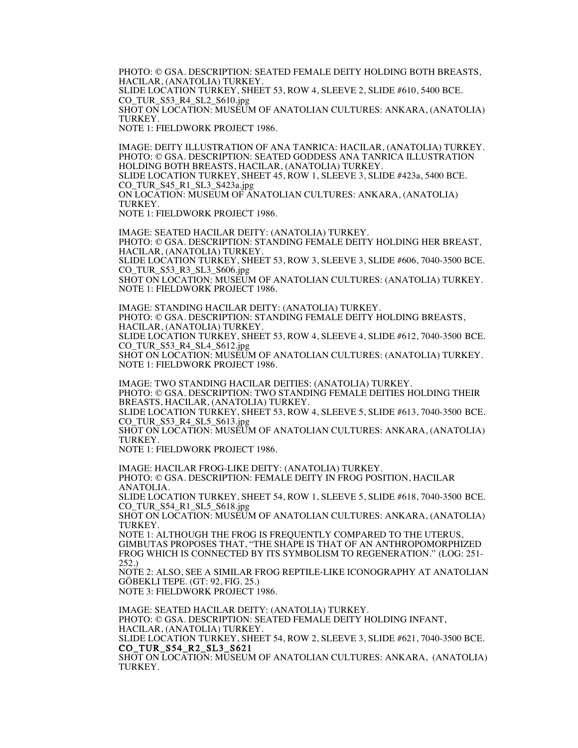PHOTO: © GSA. DESCRIPTION: SEATED FEMALE DEITY HOLDING BOTH BREASTS, HACILAR, (ANATOLIA) TURKEY.
SLIDE LOCATION TURKEY, SHEET 53, ROW 4, SLEEVE 2, SLIDE #610, 5400 BCE.
CO_TUR_S53_R4_SL2_S610.jpg
SHOT ON LOCATION: MUSEUM OF ANATOLIAN CULTURES: ANKARA, (ANATOLIA) TURKEY.
NOTE 1: FIELDWORK PROJECT 1986.

IMAGE: DEITY ILLUSTRATION OF ANA TANRICA: HACILAR, (ANATOLIA) TURKEY.
PHOTO: © GSA. DESCRIPTION: SEATED GODDESS ANA TANRICA ILLUSTRATION HOLDING BOTH BREASTS, HACILAR, (ANATOLIA) TURKEY.
SLIDE LOCATION TURKEY, SHEET 45, ROW 1, SLEEVE 3, SLIDE #423a, 5400 BCE.
CO_TUR_S45_R1_SL3_S423a.jpg
ON LOCATION: MUSEUM OF ANATOLIAN CULTURES: ANKARA, (ANATOLIA) TURKEY.
NOTE 1: FIELDWORK PROJECT 1986.

IMAGE: SEATED HACILAR DEITY: (ANATOLIA) TURKEY.
PHOTO: © GSA. DESCRIPTION: STANDING FEMALE DEITY HOLDING HER BREAST, HACILAR, (ANATOLIA) TURKEY.
SLIDE LOCATION TURKEY, SHEET 53, ROW 3, SLEEVE 3, SLIDE #606, 7040-3500 BCE.
CO_TUR_S53_R3_SL3_S606.jpg
SHOT ON LOCATION: MUSEUM OF ANATOLIAN CULTURES: (ANATOLIA) TURKEY.
NOTE 1: FIELDWORK PROJECT 1986.

IMAGE: STANDING HACILAR DEITY: (ANATOLIA) TURKEY.
PHOTO: © GSA. DESCRIPTION: STANDING FEMALE DEITY HOLDING BREASTS, HACILAR, (ANATOLIA) TURKEY.
SLIDE LOCATION TURKEY, SHEET 53, ROW 4, SLEEVE 4, SLIDE #612, 7040-3500 BCE.
CO_TUR_S53_R4_SL4_S612.jpg
SHOT ON LOCATION: MUSEUM OF ANATOLIAN CULTURES: (ANATOLIA) TURKEY.
NOTE 1: FIELDWORK PROJECT 1986.

IMAGE: TWO STANDING HACILAR DEITIES: (ANATOLIA) TURKEY.
PHOTO: © GSA. DESCRIPTION: TWO STANDING FEMALE DEITIES HOLDING THEIR BREASTS, HACILAR, (ANATOLIA) TURKEY.
SLIDE LOCATION TURKEY, SHEET 53, ROW 4, SLEEVE 5, SLIDE #613, 7040-3500 BCE.
CO_TUR_S53_R4_SL5_S613.jpg
SHOT ON LOCATION: MUSEUM OF ANATOLIAN CULTURES: ANKARA, (ANATOLIA) TURKEY.
NOTE 1: FIELDWORK PROJECT 1986.

IMAGE: HACILAR FROG-LIKE DEITY: (ANATOLIA) TURKEY.
PHOTO: © GSA. DESCRIPTION: FEMALE DEITY IN FROG POSITION, HACILAR ANATOLIA.
SLIDE LOCATION TURKEY, SHEET 54, ROW 1, SLEEVE 5, SLIDE #618, 7040-3500 BCE.
CO_TUR_S54_R1_SL5_S618.jpg
SHOT ON LOCATION: MUSEUM OF ANATOLIAN CULTURES: ANKARA, (ANATOLIA) TURKEY.
NOTE 1: ALTHOUGH THE FROG IS FREQUENTLY COMPARED TO THE UTERUS, GIMBUTAS PROPOSES THAT, "THE SHAPE IS THAT OF AN ANTHROPOMORPHIZED FROG WHICH IS CONNECTED BY ITS SYMBOLISM TO REGENERATION." (LOG: 251-252.)
NOTE 2: ALSO, SEE A SIMILAR FROG REPTILE-LIKE ICONOGRAPHY AT ANATOLIAN GÖBEKLI TEPE. (GT: 92, FIG. 25.)
NOTE 3: FIELDWORK PROJECT 1986.

IMAGE: SEATED HACILAR DEITY: (ANATOLIA) TURKEY.
PHOTO: © GSA. DESCRIPTION: SEATED FEMALE DEITY HOLDING INFANT, HACILAR, (ANATOLIA) TURKEY.
SLIDE LOCATION TURKEY, SHEET 54, ROW 2, SLEEVE 3, SLIDE #621, 7040-3500 BCE.
**CO_TUR_S54_R2_SL3_S621**
SHOT ON LOCATION: MUSEUM OF ANATOLIAN CULTURES: ANKARA, (ANATOLIA) TURKEY.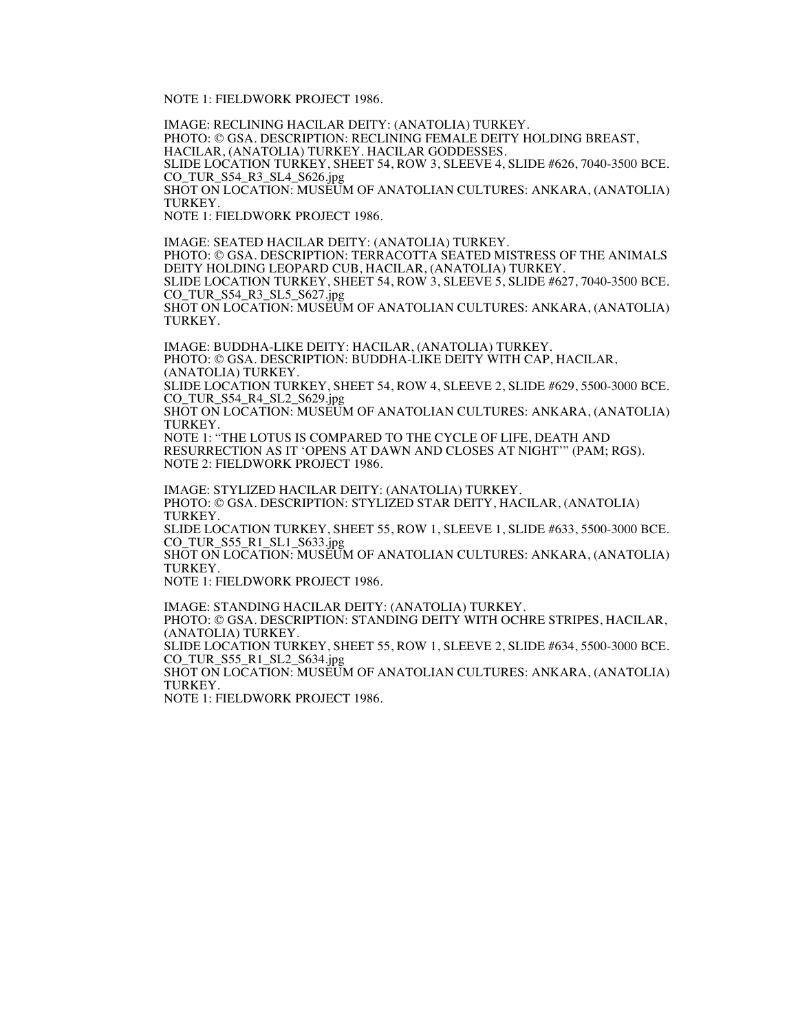NOTE 1: FIELDWORK PROJECT 1986.

IMAGE: RECLINING HACILAR DEITY: (ANATOLIA) TURKEY.
PHOTO: © GSA. DESCRIPTION: RECLINING FEMALE DEITY HOLDING BREAST, HACILAR, (ANATOLIA) TURKEY. HACILAR GODDESSES.
SLIDE LOCATION TURKEY, SHEET 54, ROW 3, SLEEVE 4, SLIDE #626, 7040-3500 BCE.
CO_TUR_S54_R3_SL4_S626.jpg
SHOT ON LOCATION: MUSEUM OF ANATOLIAN CULTURES: ANKARA, (ANATOLIA) TURKEY.
NOTE 1: FIELDWORK PROJECT 1986.

IMAGE: SEATED HACILAR DEITY: (ANATOLIA) TURKEY.
PHOTO: © GSA. DESCRIPTION: TERRACOTTA SEATED MISTRESS OF THE ANIMALS DEITY HOLDING LEOPARD CUB, HACILAR, (ANATOLIA) TURKEY.
SLIDE LOCATION TURKEY, SHEET 54, ROW 3, SLEEVE 5, SLIDE #627, 7040-3500 BCE.
CO_TUR_S54_R3_SL5_S627.jpg
SHOT ON LOCATION: MUSEUM OF ANATOLIAN CULTURES: ANKARA, (ANATOLIA) TURKEY.

IMAGE: BUDDHA-LIKE DEITY: HACILAR, (ANATOLIA) TURKEY.
PHOTO: © GSA. DESCRIPTION: BUDDHA-LIKE DEITY WITH CAP, HACILAR, (ANATOLIA) TURKEY.
SLIDE LOCATION TURKEY, SHEET 54, ROW 4, SLEEVE 2, SLIDE #629, 5500-3000 BCE.
CO_TUR_S54_R4_SL2_S629.jpg
SHOT ON LOCATION: MUSEUM OF ANATOLIAN CULTURES: ANKARA, (ANATOLIA) TURKEY.
NOTE 1: "THE LOTUS IS COMPARED TO THE CYCLE OF LIFE, DEATH AND RESURRECTION AS IT 'OPENS AT DAWN AND CLOSES AT NIGHT'" (PAM; RGS).
NOTE 2: FIELDWORK PROJECT 1986.

IMAGE: STYLIZED HACILAR DEITY: (ANATOLIA) TURKEY.
PHOTO: © GSA. DESCRIPTION: STYLIZED STAR DEITY, HACILAR, (ANATOLIA) TURKEY.
SLIDE LOCATION TURKEY, SHEET 55, ROW 1, SLEEVE 1, SLIDE #633, 5500-3000 BCE.
CO_TUR_S55_R1_SL1_S633.jpg
SHOT ON LOCATION: MUSEUM OF ANATOLIAN CULTURES: ANKARA, (ANATOLIA) TURKEY.
NOTE 1: FIELDWORK PROJECT 1986.

IMAGE: STANDING HACILAR DEITY: (ANATOLIA) TURKEY.
PHOTO: © GSA. DESCRIPTION: STANDING DEITY WITH OCHRE STRIPES, HACILAR, (ANATOLIA) TURKEY.
SLIDE LOCATION TURKEY, SHEET 55, ROW 1, SLEEVE 2, SLIDE #634, 5500-3000 BCE.
CO_TUR_S55_R1_SL2_S634.jpg
SHOT ON LOCATION: MUSEUM OF ANATOLIAN CULTURES: ANKARA, (ANATOLIA) TURKEY.
NOTE 1: FIELDWORK PROJECT 1986.